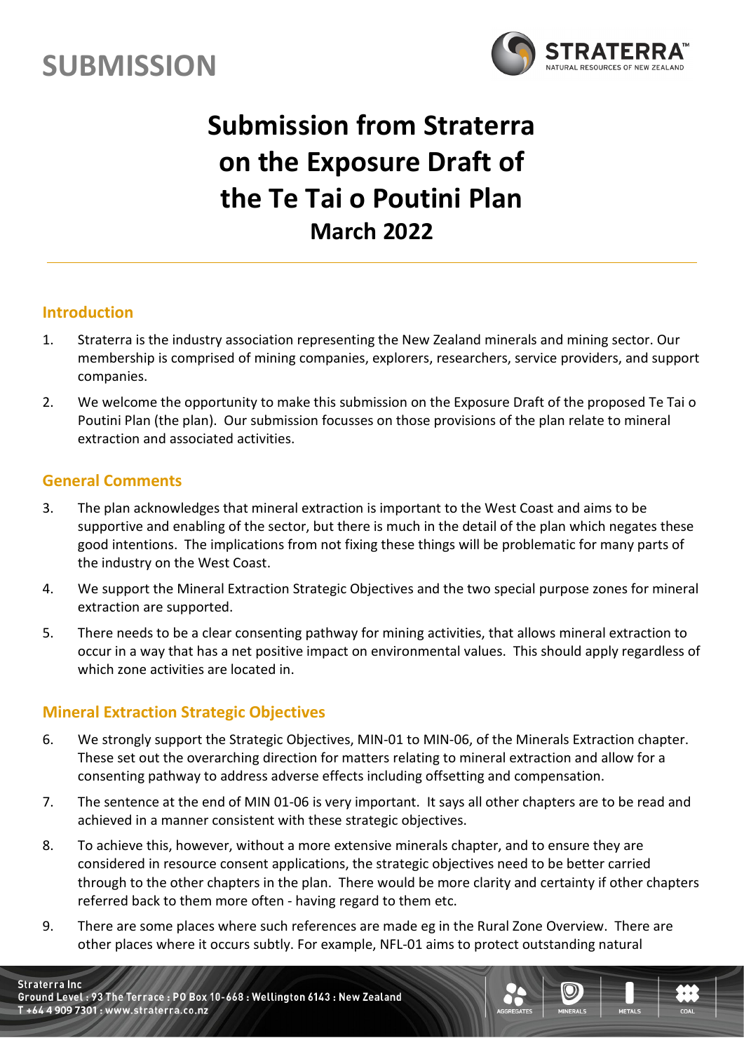# SUBMISSION

# Submission from Straterra on the Exposure Draft of the Te Tai o Poutini Plan

## March 2022

---

### Introduction

1. Straterra is the industry association representing the New Zealand minerals and mining sector. Our membership is comprised of mining companies, explorers, researchers, service providers, and support companies.
2. We welcome the opportunity to make this submission on the Exposure Draft of the proposed Te Tai o Poutini Plan (the plan). Our submission focusses on those provisions of the plan relate to mineral extraction and associated activities.

### General Comments

3. The plan acknowledges that mineral extraction is important to the West Coast and aims to be supportive and enabling of the sector, but there is much in the detail of the plan which negates these good intentions. The implications from not fixing these things will be problematic for many parts of the industry on the West Coast.
4. We support the Mineral Extraction Strategic Objectives and the two special purpose zones for mineral extraction are supported.
5. There needs to be a clear consenting pathway for mining activities, that allows mineral extraction to occur in a way that has a net positive impact on environmental values. This should apply regardless of which zone activities are located in.

### Mineral Extraction Strategic Objectives

6. We strongly support the Strategic Objectives, MIN-01 to MIN-06, of the Minerals Extraction chapter. These set out the overarching direction for matters relating to mineral extraction and allow for a consenting pathway to address adverse effects including offsetting and compensation.
7. The sentence at the end of MIN 01-06 is very important. It says all other chapters are to be read and achieved in a manner consistent with these strategic objectives.
8. To achieve this, however, without a more extensive minerals chapter, and to ensure they are considered in resource consent applications, the strategic objectives need to be better carried through to the other chapters in the plan. There would be more clarity and certainty if other chapters referred back to them more often - having regard to them etc.
9. There are some places where such references are made eg in the Rural Zone Overview. There are other places where it occurs subtly. For example, NFL-01 aims to protect outstanding natural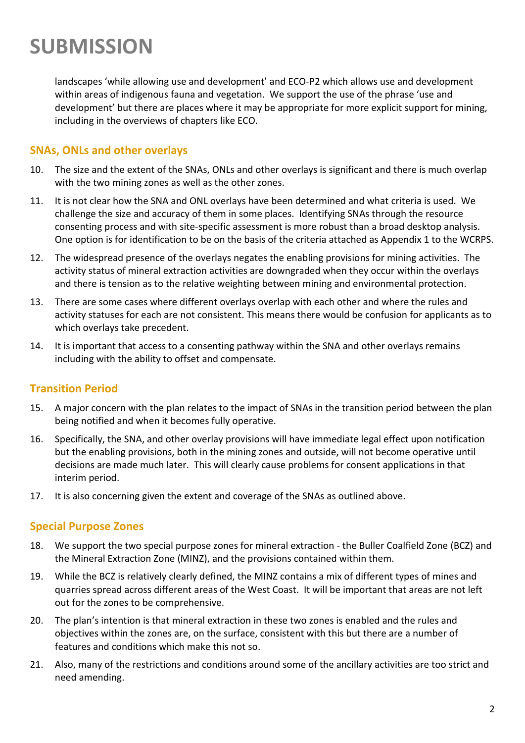# SUBMISSION

landscapes 'while allowing use and development' and ECO-P2 which allows use and development within areas of indigenous fauna and vegetation. We support the use of the phrase 'use and development' but there are places where it may be appropriate for more explicit support for mining, including in the overviews of chapters like ECO.

## SNAs, ONLs and other overlays

10. The size and the extent of the SNAs, ONLs and other overlays is significant and there is much overlap with the two mining zones as well as the other zones.
11. It is not clear how the SNA and ONL overlays have been determined and what criteria is used. We challenge the size and accuracy of them in some places. Identifying SNAs through the resource consenting process and with site-specific assessment is more robust than a broad desktop analysis. One option is for identification to be on the basis of the criteria attached as Appendix 1 to the WCRPS.
12. The widespread presence of the overlays negates the enabling provisions for mining activities. The activity status of mineral extraction activities are downgraded when they occur within the overlays and there is tension as to the relative weighting between mining and environmental protection.
13. There are some cases where different overlays overlap with each other and where the rules and activity statuses for each are not consistent. This means there would be confusion for applicants as to which overlays take precedent.
14. It is important that access to a consenting pathway within the SNA and other overlays remains including with the ability to offset and compensate.

## Transition Period

15. A major concern with the plan relates to the impact of SNAs in the transition period between the plan being notified and when it becomes fully operative.
16. Specifically, the SNA, and other overlay provisions will have immediate legal effect upon notification but the enabling provisions, both in the mining zones and outside, will not become operative until decisions are made much later. This will clearly cause problems for consent applications in that interim period.
17. It is also concerning given the extent and coverage of the SNAs as outlined above.

## Special Purpose Zones

18. We support the two special purpose zones for mineral extraction - the Buller Coalfield Zone (BCZ) and the Mineral Extraction Zone (MINZ), and the provisions contained within them.
19. While the BCZ is relatively clearly defined, the MINZ contains a mix of different types of mines and quarries spread across different areas of the West Coast. It will be important that areas are not left out for the zones to be comprehensive.
20. The plan's intention is that mineral extraction in these two zones is enabled and the rules and objectives within the zones are, on the surface, consistent with this but there are a number of features and conditions which make this not so.
21. Also, many of the restrictions and conditions around some of the ancillary activities are too strict and need amending.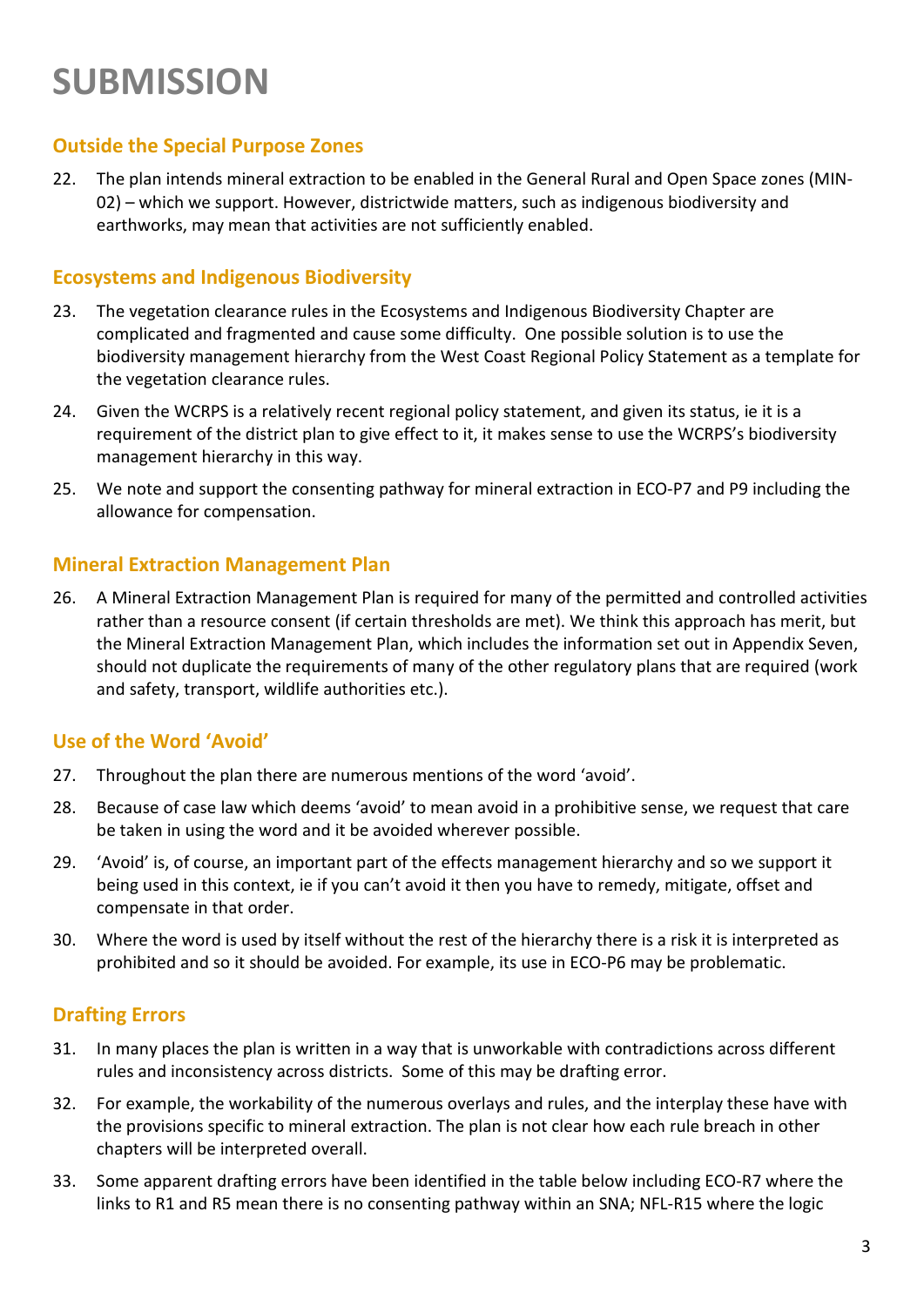# SUBMISSION

## Outside the Special Purpose Zones

22. The plan intends mineral extraction to be enabled in the General Rural and Open Space zones (MIN-02) – which we support. However, districtwide matters, such as indigenous biodiversity and earthworks, may mean that activities are not sufficiently enabled.

## Ecosystems and Indigenous Biodiversity

23. The vegetation clearance rules in the Ecosystems and Indigenous Biodiversity Chapter are complicated and fragmented and cause some difficulty. One possible solution is to use the biodiversity management hierarchy from the West Coast Regional Policy Statement as a template for the vegetation clearance rules.

24. Given the WCRPS is a relatively recent regional policy statement, and given its status, ie it is a requirement of the district plan to give effect to it, it makes sense to use the WCRPS's biodiversity management hierarchy in this way.

25. We note and support the consenting pathway for mineral extraction in ECO-P7 and P9 including the allowance for compensation.

## Mineral Extraction Management Plan

26. A Mineral Extraction Management Plan is required for many of the permitted and controlled activities rather than a resource consent (if certain thresholds are met). We think this approach has merit, but the Mineral Extraction Management Plan, which includes the information set out in Appendix Seven, should not duplicate the requirements of many of the other regulatory plans that are required (work and safety, transport, wildlife authorities etc.).

## Use of the Word 'Avoid'

27. Throughout the plan there are numerous mentions of the word 'avoid'.

28. Because of case law which deems 'avoid' to mean avoid in a prohibitive sense, we request that care be taken in using the word and it be avoided wherever possible.

29. 'Avoid' is, of course, an important part of the effects management hierarchy and so we support it being used in this context, ie if you can't avoid it then you have to remedy, mitigate, offset and compensate in that order.

30. Where the word is used by itself without the rest of the hierarchy there is a risk it is interpreted as prohibited and so it should be avoided. For example, its use in ECO-P6 may be problematic.

## Drafting Errors

31. In many places the plan is written in a way that is unworkable with contradictions across different rules and inconsistency across districts. Some of this may be drafting error.

32. For example, the workability of the numerous overlays and rules, and the interplay these have with the provisions specific to mineral extraction. The plan is not clear how each rule breach in other chapters will be interpreted overall.

33. Some apparent drafting errors have been identified in the table below including ECO-R7 where the links to R1 and R5 mean there is no consenting pathway within an SNA; NFL-R15 where the logic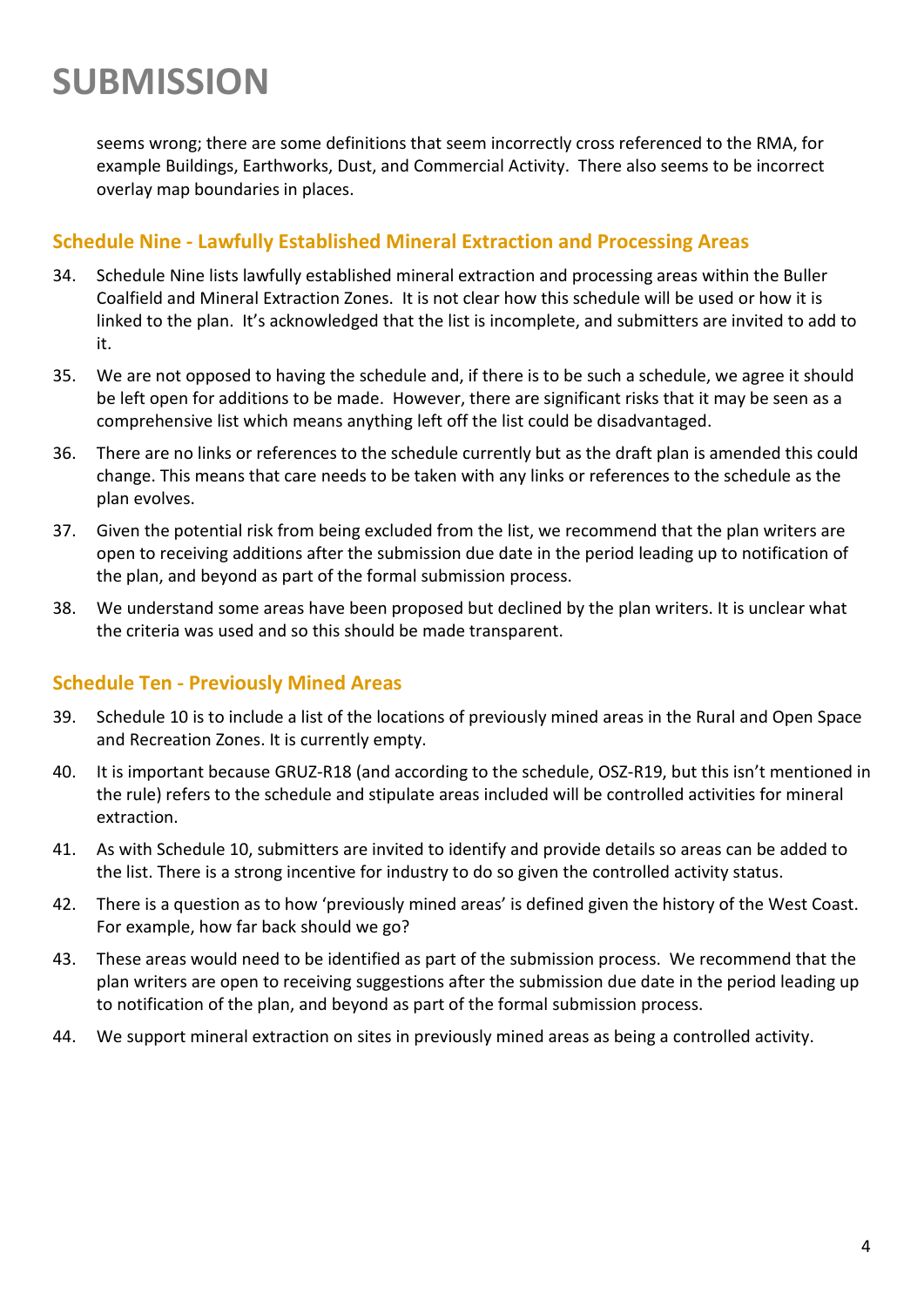# SUBMISSION

seems wrong; there are some definitions that seem incorrectly cross referenced to the RMA, for example Buildings, Earthworks, Dust, and Commercial Activity. There also seems to be incorrect overlay map boundaries in places.

## Schedule Nine - Lawfully Established Mineral Extraction and Processing Areas

34. Schedule Nine lists lawfully established mineral extraction and processing areas within the Buller Coalfield and Mineral Extraction Zones. It is not clear how this schedule will be used or how it is linked to the plan. It's acknowledged that the list is incomplete, and submitters are invited to add to it.

35. We are not opposed to having the schedule and, if there is to be such a schedule, we agree it should be left open for additions to be made. However, there are significant risks that it may be seen as a comprehensive list which means anything left off the list could be disadvantaged.

36. There are no links or references to the schedule currently but as the draft plan is amended this could change. This means that care needs to be taken with any links or references to the schedule as the plan evolves.

37. Given the potential risk from being excluded from the list, we recommend that the plan writers are open to receiving additions after the submission due date in the period leading up to notification of the plan, and beyond as part of the formal submission process.

38. We understand some areas have been proposed but declined by the plan writers. It is unclear what the criteria was used and so this should be made transparent.

## Schedule Ten - Previously Mined Areas

39. Schedule 10 is to include a list of the locations of previously mined areas in the Rural and Open Space and Recreation Zones. It is currently empty.

40. It is important because GRUZ-R18 (and according to the schedule, OSZ-R19, but this isn't mentioned in the rule) refers to the schedule and stipulate areas included will be controlled activities for mineral extraction.

41. As with Schedule 10, submitters are invited to identify and provide details so areas can be added to the list. There is a strong incentive for industry to do so given the controlled activity status.

42. There is a question as to how 'previously mined areas' is defined given the history of the West Coast. For example, how far back should we go?

43. These areas would need to be identified as part of the submission process. We recommend that the plan writers are open to receiving suggestions after the submission due date in the period leading up to notification of the plan, and beyond as part of the formal submission process.

44. We support mineral extraction on sites in previously mined areas as being a controlled activity.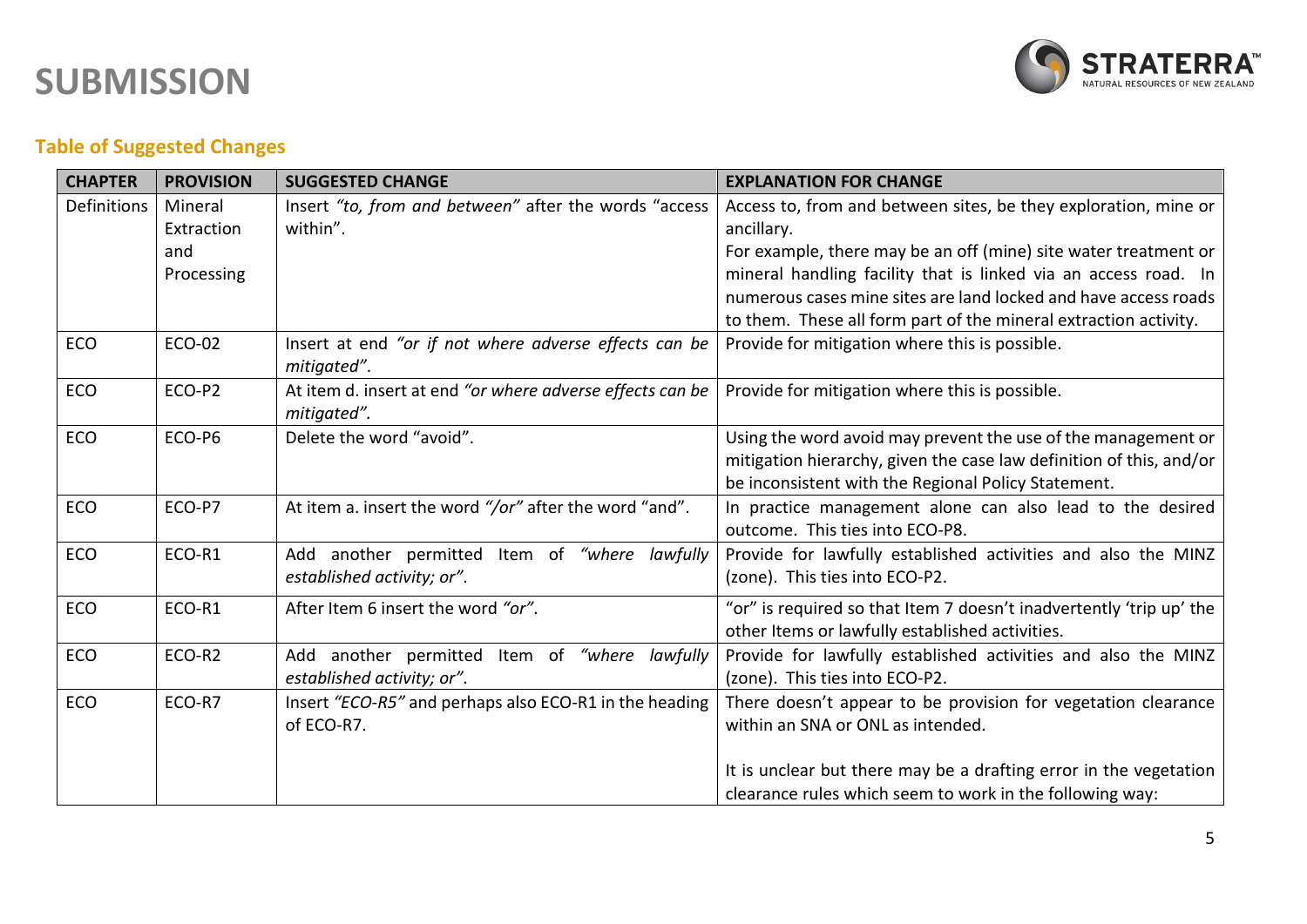# SUBMISSION

## Table of Suggested Changes

| CHAPTER | PROVISION | SUGGESTED CHANGE | EXPLANATION FOR CHANGE |
|---|---|---|---|
| Definitions | Mineral Extraction and Processing | Insert *"to, from and between"* after the words "access within". | Access to, from and between sites, be they exploration, mine or ancillary.<br>For example, there may be an off (mine) site water treatment or mineral handling facility that is linked via an access road. In numerous cases mine sites are land locked and have access roads to them. These all form part of the mineral extraction activity. |
| ECO | ECO-02 | Insert at end *"or if not where adverse effects can be mitigated"*. | Provide for mitigation where this is possible. |
| ECO | ECO-P2 | At item d. insert at end *"or where adverse effects can be mitigated".* | Provide for mitigation where this is possible. |
| ECO | ECO-P6 | Delete the word "avoid". | Using the word avoid may prevent the use of the management or mitigation hierarchy, given the case law definition of this, and/or be inconsistent with the Regional Policy Statement. |
| ECO | ECO-P7 | At item a. insert the word *"/or"* after the word "and". | In practice management alone can also lead to the desired outcome. This ties into ECO-P8. |
| ECO | ECO-R1 | Add another permitted Item of *"where lawfully established activity; or"*. | Provide for lawfully established activities and also the MINZ (zone). This ties into ECO-P2. |
| ECO | ECO-R1 | After Item 6 insert the word *"or"*. | "or" is required so that Item 7 doesn't inadvertently 'trip up' the other Items or lawfully established activities. |
| ECO | ECO-R2 | Add another permitted Item of *"where lawfully established activity; or"*. | Provide for lawfully established activities and also the MINZ (zone). This ties into ECO-P2. |
| ECO | ECO-R7 | Insert *"ECO-R5"* and perhaps also ECO-R1 in the heading of ECO-R7. | There doesn't appear to be provision for vegetation clearance within an SNA or ONL as intended.<br><br>It is unclear but there may be a drafting error in the vegetation clearance rules which seem to work in the following way: |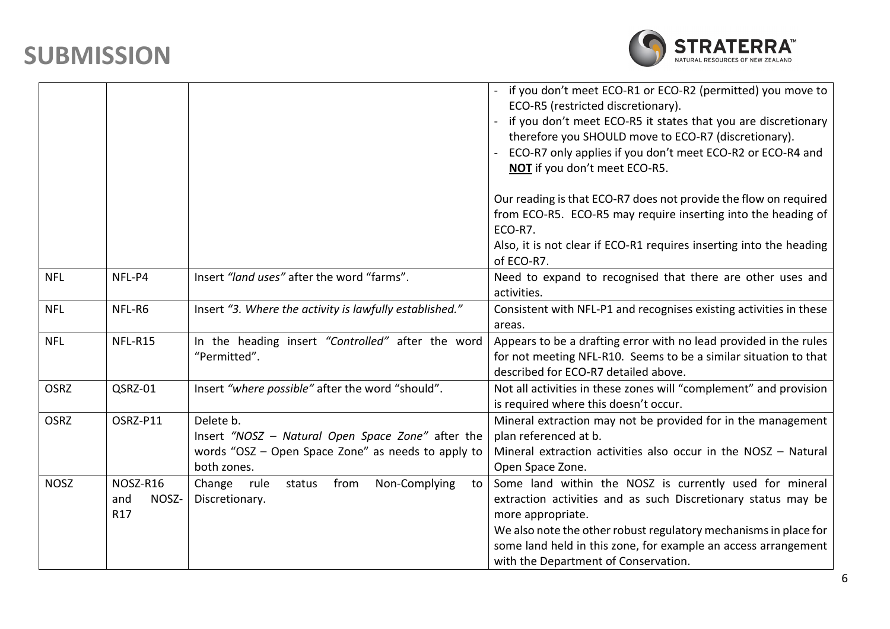# SUBMISSION

| | | | |
|---|---|---|---|
| | | | - if you don't meet ECO-R1 or ECO-R2 (permitted) you move to ECO-R5 (restricted discretionary).<br>- if you don't meet ECO-R5 it states that you are discretionary therefore you SHOULD move to ECO-R7 (discretionary).<br>- ECO-R7 only applies if you don't meet ECO-R2 or ECO-R4 and **NOT** if you don't meet ECO-R5.<br><br>Our reading is that ECO-R7 does not provide the flow on required from ECO-R5. ECO-R5 may require inserting into the heading of ECO-R7.<br>Also, it is not clear if ECO-R1 requires inserting into the heading of ECO-R7. |
| NFL | NFL-P4 | Insert *"land uses"* after the word "farms". | Need to expand to recognised that there are other uses and activities. |
| NFL | NFL-R6 | Insert *"3. Where the activity is lawfully established."* | Consistent with NFL-P1 and recognises existing activities in these areas. |
| NFL | NFL-R15 | In the heading insert *"Controlled"* after the word "Permitted". | Appears to be a drafting error with no lead provided in the rules for not meeting NFL-R10. Seems to be a similar situation to that described for ECO-R7 detailed above. |
| OSRZ | QSRZ-01 | Insert *"where possible"* after the word "should". | Not all activities in these zones will "complement" and provision is required where this doesn't occur. |
| OSRZ | OSRZ-P11 | Delete b.<br>Insert *"NOSZ – Natural Open Space Zone"* after the words "OSZ – Open Space Zone" as needs to apply to both zones. | Mineral extraction may not be provided for in the management plan referenced at b.<br>Mineral extraction activities also occur in the NOSZ – Natural Open Space Zone. |
| NOSZ | NOSZ-R16 and NOSZ-R17 | Change rule status from Non-Complying to Discretionary. | Some land within the NOSZ is currently used for mineral extraction activities and as such Discretionary status may be more appropriate.<br>We also note the other robust regulatory mechanisms in place for some land held in this zone, for example an access arrangement with the Department of Conservation. |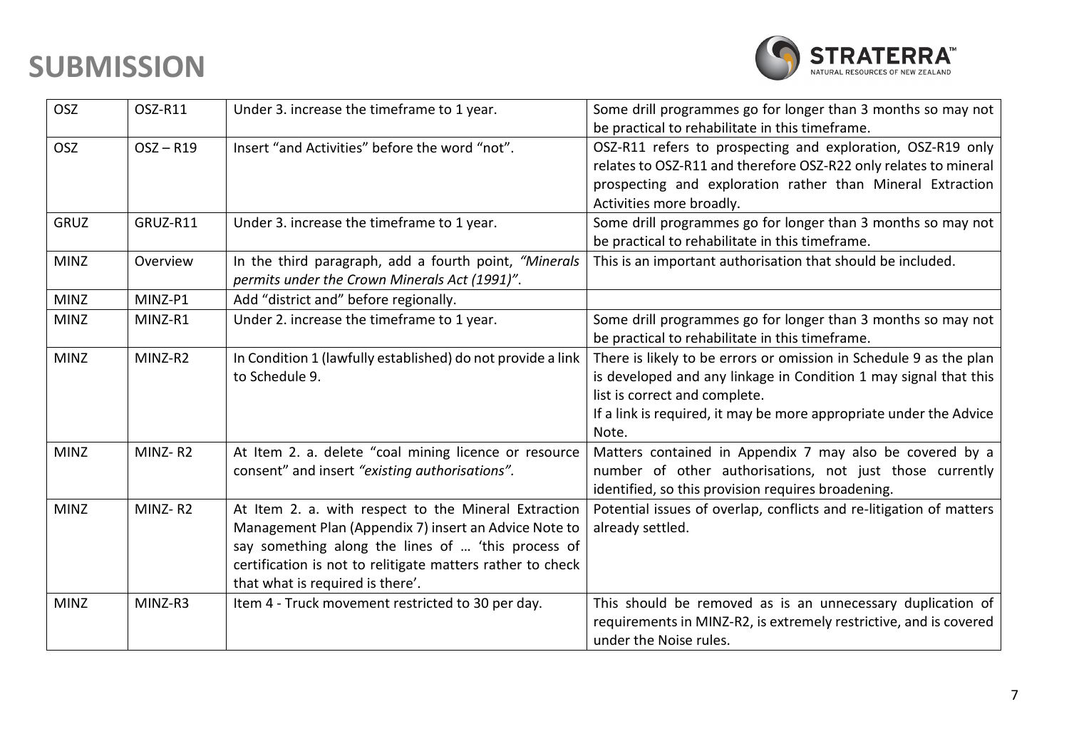# SUBMISSION

| | | | |
|---|---|---|---|
| OSZ | OSZ-R11 | Under 3. increase the timeframe to 1 year. | Some drill programmes go for longer than 3 months so may not be practical to rehabilitate in this timeframe. |
| OSZ | OSZ – R19 | Insert "and Activities" before the word "not". | OSZ-R11 refers to prospecting and exploration, OSZ-R19 only relates to OSZ-R11 and therefore OSZ-R22 only relates to mineral prospecting and exploration rather than Mineral Extraction Activities more broadly. |
| GRUZ | GRUZ-R11 | Under 3. increase the timeframe to 1 year. | Some drill programmes go for longer than 3 months so may not be practical to rehabilitate in this timeframe. |
| MINZ | Overview | In the third paragraph, add a fourth point, *"Minerals permits under the Crown Minerals Act (1991)"*. | This is an important authorisation that should be included. |
| MINZ | MINZ-P1 | Add "district and" before regionally. | |
| MINZ | MINZ-R1 | Under 2. increase the timeframe to 1 year. | Some drill programmes go for longer than 3 months so may not be practical to rehabilitate in this timeframe. |
| MINZ | MINZ-R2 | In Condition 1 (lawfully established) do not provide a link to Schedule 9. | There is likely to be errors or omission in Schedule 9 as the plan is developed and any linkage in Condition 1 may signal that this list is correct and complete.<br>If a link is required, it may be more appropriate under the Advice Note. |
| MINZ | MINZ- R2 | At Item 2. a. delete "coal mining licence or resource consent" and insert *"existing authorisations".* | Matters contained in Appendix 7 may also be covered by a number of other authorisations, not just those currently identified, so this provision requires broadening. |
| MINZ | MINZ- R2 | At Item 2. a. with respect to the Mineral Extraction Management Plan (Appendix 7) insert an Advice Note to say something along the lines of … 'this process of certification is not to relitigate matters rather to check that what is required is there'. | Potential issues of overlap, conflicts and re-litigation of matters already settled. |
| MINZ | MINZ-R3 | Item 4 - Truck movement restricted to 30 per day. | This should be removed as is an unnecessary duplication of requirements in MINZ-R2, is extremely restrictive, and is covered under the Noise rules. |